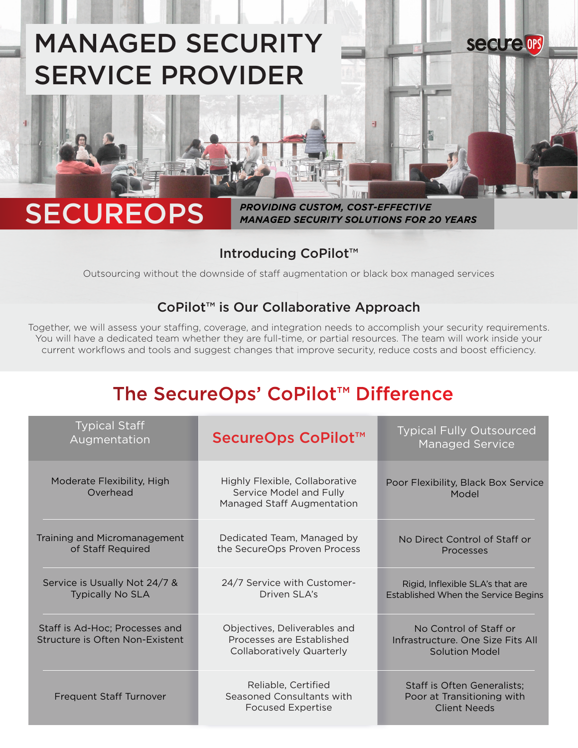# MANAGED SECURITY SERVICE PROVIDER

secure OPS

## SECUREOPS

***PROVIDING CUSTOM, COST-EFFECTIVE MANAGED SECURITY SOLUTIONS FOR 20 YEARS***

### Introducing CoPilot™

Outsourcing without the downside of staff augmentation or black box managed services

### CoPilot™ is Our Collaborative Approach

Together, we will assess your staffing, coverage, and integration needs to accomplish your security requirements. You will have a dedicated team whether they are full-time, or partial resources. The team will work inside your current workflows and tools and suggest changes that improve security, reduce costs and boost efficiency.

## The SecureOps' CoPilot™ Difference

| Typical Staff Augmentation | SecureOps CoPilot™ | Typical Fully Outsourced Managed Service |
|---|---|---|
| Moderate Flexibility, High Overhead | Highly Flexible, Collaborative Service Model and Fully Managed Staff Augmentation | Poor Flexibility, Black Box Service Model |
| Training and Micromanagement of Staff Required | Dedicated Team, Managed by the SecureOps Proven Process | No Direct Control of Staff or Processes |
| Service is Usually Not 24/7 & Typically No SLA | 24/7 Service with Customer-Driven SLA's | Rigid, Inflexible SLA's that are Established When the Service Begins |
| Staff is Ad-Hoc; Processes and Structure is Often Non-Existent | Objectives, Deliverables and Processes are Established Collaboratively Quarterly | No Control of Staff or Infrastructure. One Size Fits All Solution Model |
| Frequent Staff Turnover | Reliable, Certified Seasoned Consultants with Focused Expertise | Staff is Often Generalists; Poor at Transitioning with Client Needs |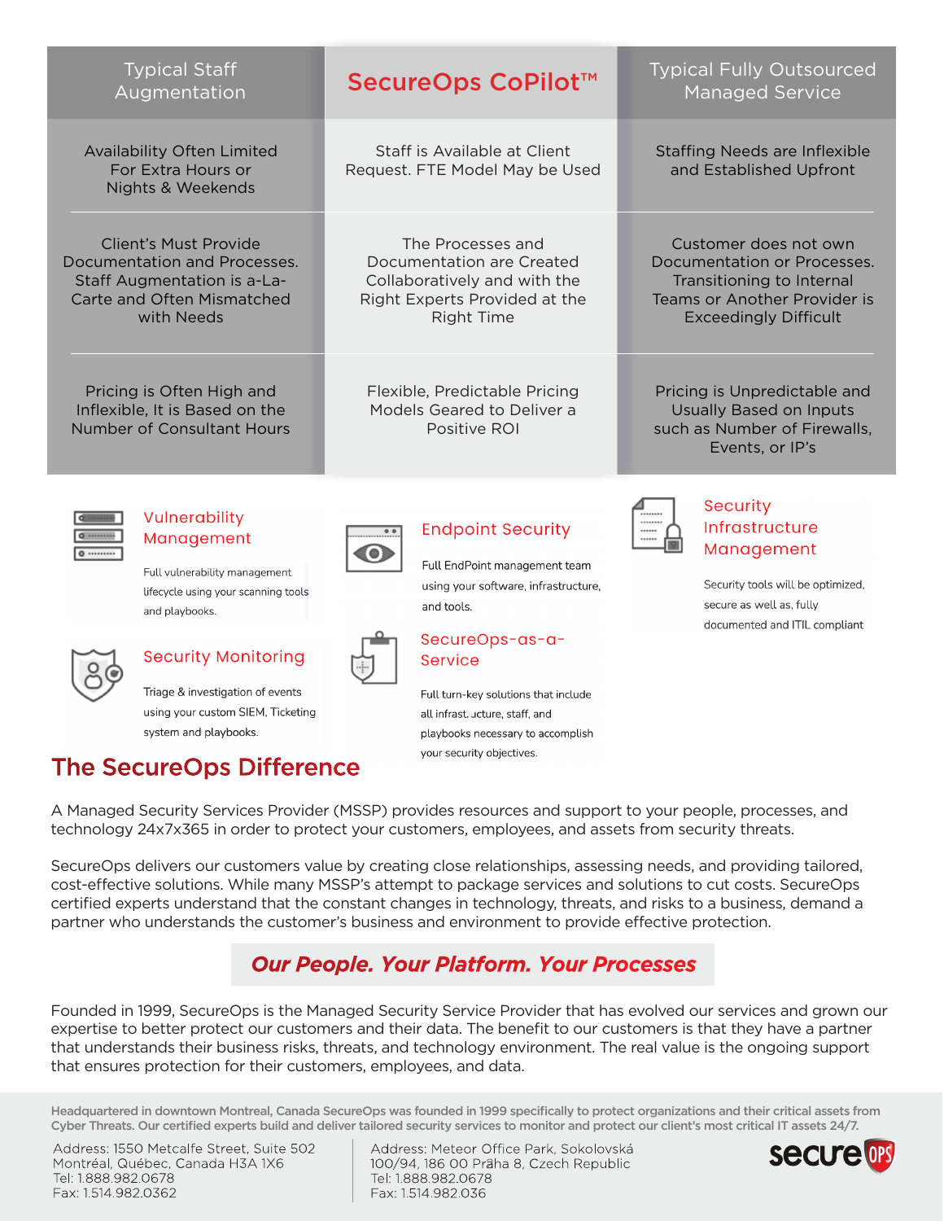| Typical Staff Augmentation | SecureOps CoPilot™ | Typical Fully Outsourced Managed Service |
| --- | --- | --- |
| Availability Often Limited For Extra Hours or Nights & Weekends | Staff is Available at Client Request. FTE Model May be Used | Staffing Needs are Inflexible and Established Upfront |
| Client's Must Provide Documentation and Processes. Staff Augmentation is a-La-Carte and Often Mismatched with Needs | The Processes and Documentation are Created Collaboratively and with the Right Experts Provided at the Right Time | Customer does not own Documentation or Processes. Transitioning to Internal Teams or Another Provider is Exceedingly Difficult |
| Pricing is Often High and Inflexible, It is Based on the Number of Consultant Hours | Flexible, Predictable Pricing Models Geared to Deliver a Positive ROI | Pricing is Unpredictable and Usually Based on Inputs such as Number of Firewalls, Events, or IP's |

### Vulnerability Management

Full vulnerability management lifecycle using your scanning tools and playbooks.

### Endpoint Security

Full EndPoint management team using your software, infrastructure, and tools.

### Security Infrastructure Management

Security tools will be optimized, secure as well as, fully documented and ITIL compliant

### Security Monitoring

Triage & investigation of events using your custom SIEM, Ticketing system and playbooks.

### SecureOps-as-a-Service

Full turn-key solutions that include all infrastructure, staff, and playbooks necessary to accomplish your security objectives.

## The SecureOps Difference

A Managed Security Services Provider (MSSP) provides resources and support to your people, processes, and technology 24x7x365 in order to protect your customers, employees, and assets from security threats.

SecureOps delivers our customers value by creating close relationships, assessing needs, and providing tailored, cost-effective solutions. While many MSSP's attempt to package services and solutions to cut costs. SecureOps certified experts understand that the constant changes in technology, threats, and risks to a business, demand a partner who understands the customer's business and environment to provide effective protection.

***Our People. Your Platform. Your Processes***

Founded in 1999, SecureOps is the Managed Security Service Provider that has evolved our services and grown our expertise to better protect our customers and their data. The benefit to our customers is that they have a partner that understands their business risks, threats, and technology environment. The real value is the ongoing support that ensures protection for their customers, employees, and data.

**Headquartered in downtown Montreal, Canada SecureOps was founded in 1999 specifically to protect organizations and their critical assets from Cyber Threats. Our certified experts build and deliver tailored security services to monitor and protect our client's most critical IT assets 24/7.**

Address: 1550 Metcalfe Street, Suite 502
Montréal, Québec, Canada H3A 1X6
Tel: 1.888.982.0678
Fax: 1.514.982.0362

Address: Meteor Office Park, Sokolovská
100/94, 186 00 Prãha 8, Czech Republic
Tel: 1.888.982.0678
Fax: 1.514.982.036

secure OPS